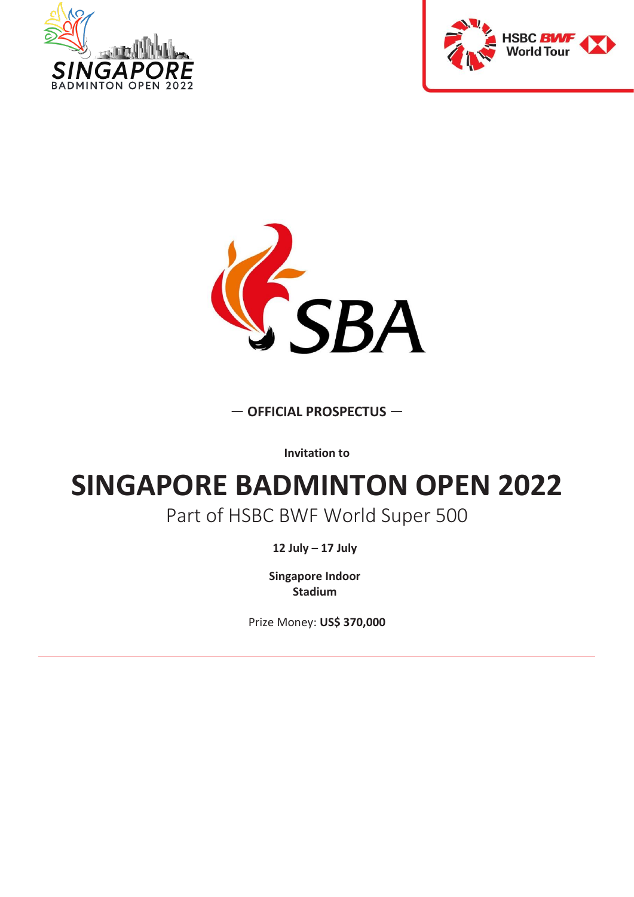— **OFFICIAL PROSPECTUS** —

**Invitation to**

# SINGAPORE BADMINTON OPEN 2022

Part of HSBC BWF World Super 500

**12 July – 17 July**

**Singapore Indoor Stadium**

Prize Money: **US$ 370,000**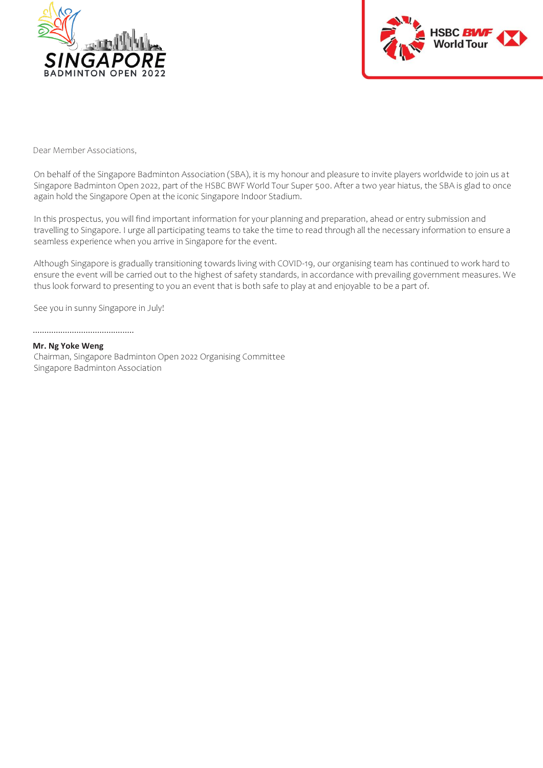Dear Member Associations,

On behalf of the Singapore Badminton Association (SBA), it is my honour and pleasure to invite players worldwide to join us at Singapore Badminton Open 2022, part of the HSBC BWF World Tour Super 500. After a two year hiatus, the SBA is glad to once again hold the Singapore Open at the iconic Singapore Indoor Stadium.

In this prospectus, you will find important information for your planning and preparation, ahead or entry submission and travelling to Singapore. I urge all participating teams to take the time to read through all the necessary information to ensure a seamless experience when you arrive in Singapore for the event.

Although Singapore is gradually transitioning towards living with COVID-19, our organising team has continued to work hard to ensure the event will be carried out to the highest of safety standards, in accordance with prevailing government measures. We thus look forward to presenting to you an event that is both safe to play at and enjoyable to be a part of.

See you in sunny Singapore in July!

.............................................

**Mr. Ng Yoke Weng**
Chairman, Singapore Badminton Open 2022 Organising Committee
Singapore Badminton Association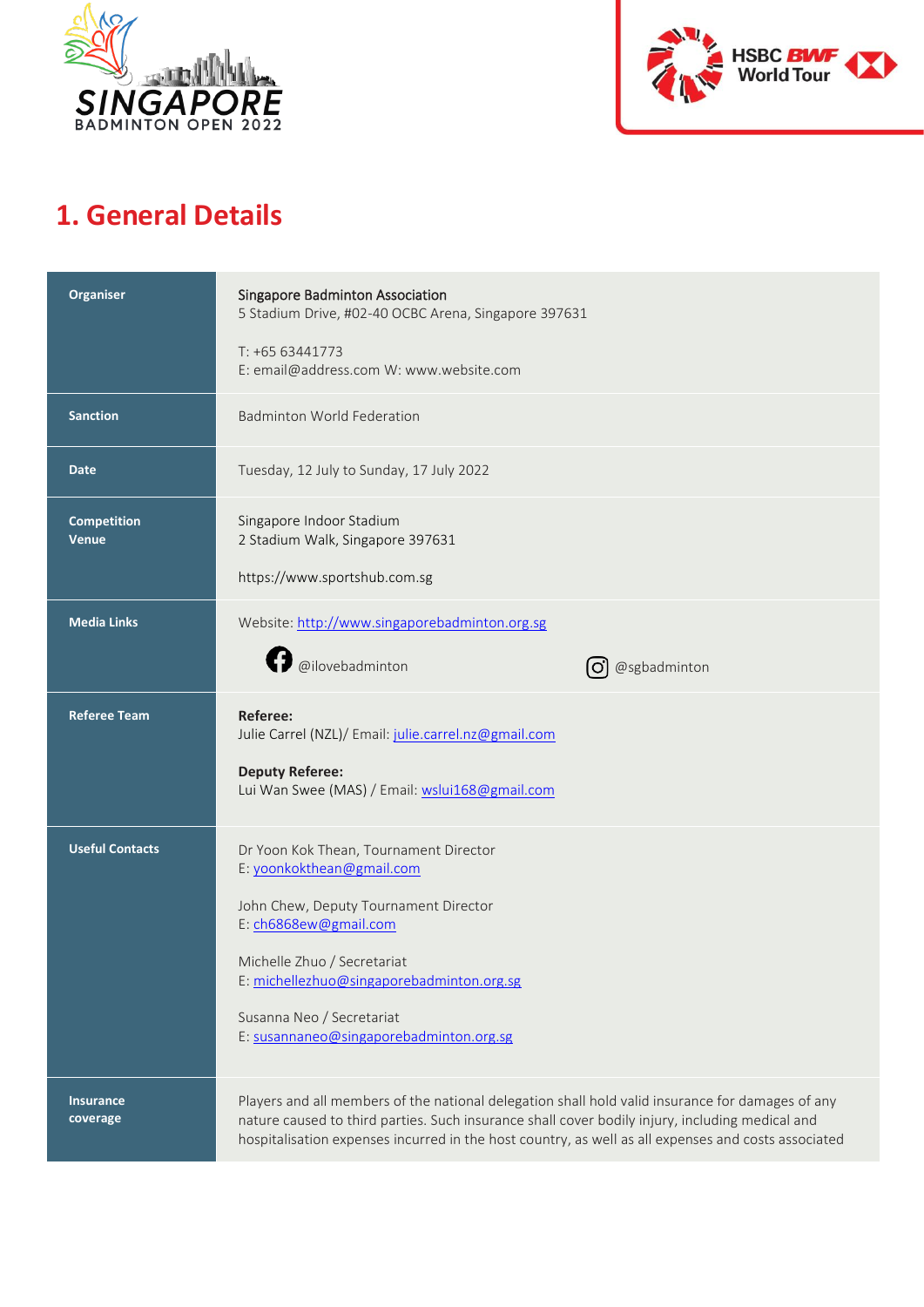# 1. General Details

| | |
|---|---|
| **Organiser** | Singapore Badminton Association<br>5 Stadium Drive, #02-40 OCBC Arena, Singapore 397631<br><br>T: +65 63441773<br>E: email@address.com W: www.website.com |
| **Sanction** | Badminton World Federation |
| **Date** | Tuesday, 12 July to Sunday, 17 July 2022 |
| **Competition Venue** | Singapore Indoor Stadium<br>2 Stadium Walk, Singapore 397631<br><br>https://www.sportshub.com.sg |
| **Media Links** | Website: http://www.singaporebadminton.org.sg<br><br>@ilovebadminton @sgbadminton |
| **Referee Team** | **Referee:**<br>Julie Carrel (NZL)/ Email: julie.carrel.nz@gmail.com<br><br>**Deputy Referee:**<br>Lui Wan Swee (MAS) / Email: wslui168@gmail.com |
| **Useful Contacts** | Dr Yoon Kok Thean, Tournament Director<br>E: yoonkokthean@gmail.com<br><br>John Chew, Deputy Tournament Director<br>E: ch6868ew@gmail.com<br><br>Michelle Zhuo / Secretariat<br>E: michellezhuo@singaporebadminton.org.sg<br><br>Susanna Neo / Secretariat<br>E: susannaneo@singaporebadminton.org.sg |
| **Insurance coverage** | Players and all members of the national delegation shall hold valid insurance for damages of any nature caused to third parties. Such insurance shall cover bodily injury, including medical and hospitalisation expenses incurred in the host country, as well as all expenses and costs associated |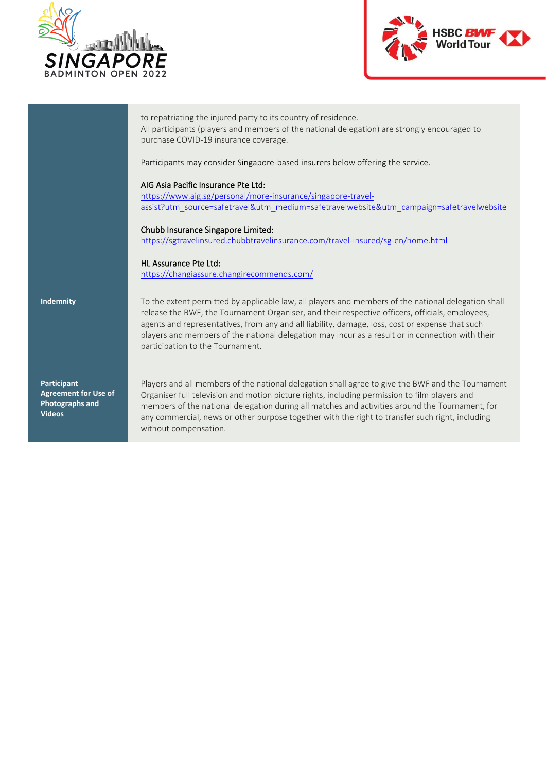| | |
|---|---|
| | to repatriating the injured party to its country of residence.<br>All participants (players and members of the national delegation) are strongly encouraged to purchase COVID-19 insurance coverage.<br><br>Participants may consider Singapore-based insurers below offering the service.<br><br>AIG Asia Pacific Insurance Pte Ltd:<br>https://www.aig.sg/personal/more-insurance/singapore-travel-assist?utm_source=safetravel&utm_medium=safetravelwebsite&utm_campaign=safetravelwebsite<br><br>Chubb Insurance Singapore Limited:<br>https://sgtravelinsured.chubbtravelinsurance.com/travel-insured/sg-en/home.html<br><br>HL Assurance Pte Ltd:<br>https://changiassure.changirecommends.com/ |
| **Indemnity** | To the extent permitted by applicable law, all players and members of the national delegation shall release the BWF, the Tournament Organiser, and their respective officers, officials, employees, agents and representatives, from any and all liability, damage, loss, cost or expense that such players and members of the national delegation may incur as a result or in connection with their participation to the Tournament. |
| **Participant Agreement for Use of Photographs and Videos** | Players and all members of the national delegation shall agree to give the BWF and the Tournament Organiser full television and motion picture rights, including permission to film players and members of the national delegation during all matches and activities around the Tournament, for any commercial, news or other purpose together with the right to transfer such right, including without compensation. |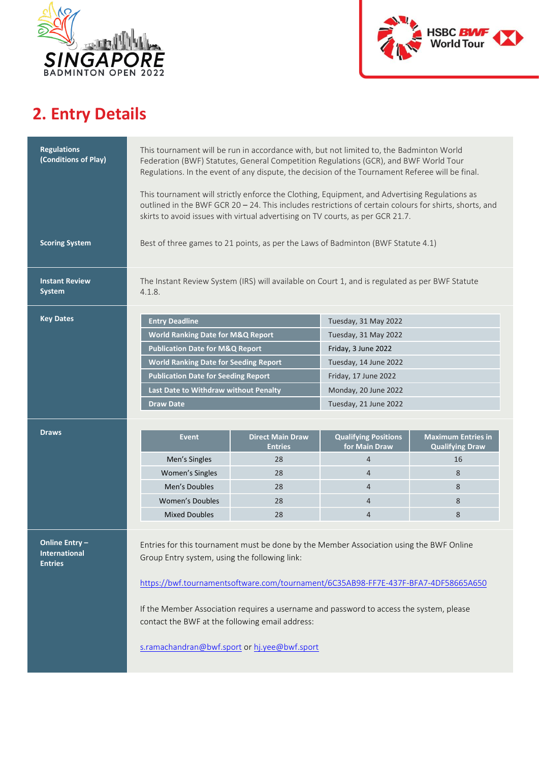## 2. Entry Details

**Regulations (Conditions of Play)**

This tournament will be run in accordance with, but not limited to, the Badminton World Federation (BWF) Statutes, General Competition Regulations (GCR), and BWF World Tour Regulations. In the event of any dispute, the decision of the Tournament Referee will be final.

This tournament will strictly enforce the Clothing, Equipment, and Advertising Regulations as outlined in the BWF GCR 20 – 24. This includes restrictions of certain colours for shirts, shorts, and skirts to avoid issues with virtual advertising on TV courts, as per GCR 21.7.

**Scoring System**

Best of three games to 21 points, as per the Laws of Badminton (BWF Statute 4.1)

**Instant Review System**

The Instant Review System (IRS) will available on Court 1, and is regulated as per BWF Statute 4.1.8.

**Key Dates**

| | |
|---|---|
| **Entry Deadline** | Tuesday, 31 May 2022 |
| **World Ranking Date for M&Q Report** | Tuesday, 31 May 2022 |
| **Publication Date for M&Q Report** | Friday, 3 June 2022 |
| **World Ranking Date for Seeding Report** | Tuesday, 14 June 2022 |
| **Publication Date for Seeding Report** | Friday, 17 June 2022 |
| **Last Date to Withdraw without Penalty** | Monday, 20 June 2022 |
| **Draw Date** | Tuesday, 21 June 2022 |

**Draws**

| Event | Direct Main Draw Entries | Qualifying Positions for Main Draw | Maximum Entries in Qualifying Draw |
|---|---|---|---|
| Men's Singles | 28 | 4 | 16 |
| Women's Singles | 28 | 4 | 8 |
| Men's Doubles | 28 | 4 | 8 |
| Women's Doubles | 28 | 4 | 8 |
| Mixed Doubles | 28 | 4 | 8 |

**Online Entry – International Entries**

Entries for this tournament must be done by the Member Association using the BWF Online Group Entry system, using the following link:

https://bwf.tournamentsoftware.com/tournament/6C35AB98-FF7E-437F-BFA7-4DF58665A650

If the Member Association requires a username and password to access the system, please contact the BWF at the following email address:

s.ramachandran@bwf.sport or hj.yee@bwf.sport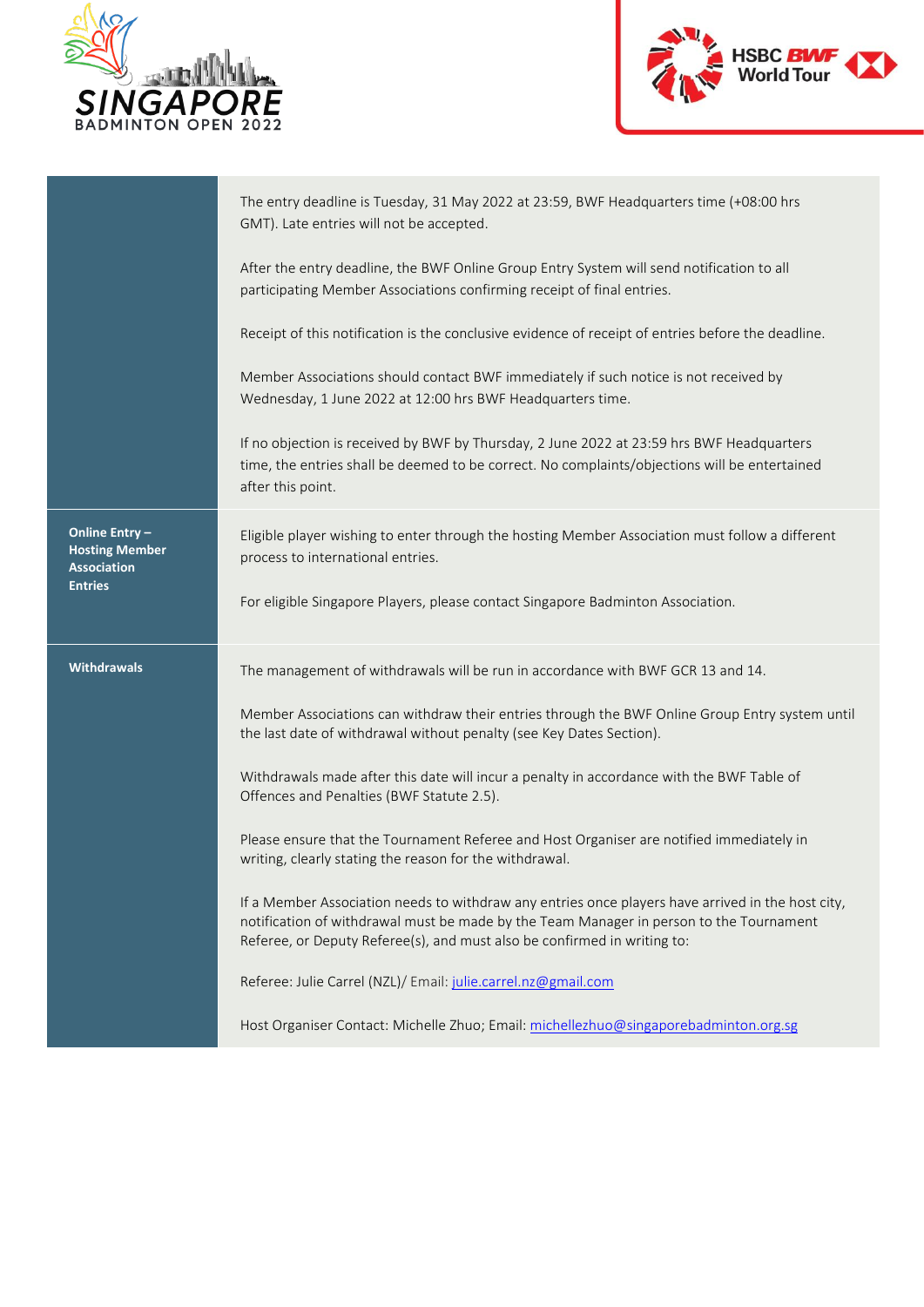| | |
|---|---|
| | The entry deadline is Tuesday, 31 May 2022 at 23:59, BWF Headquarters time (+08:00 hrs GMT). Late entries will not be accepted.<br><br>After the entry deadline, the BWF Online Group Entry System will send notification to all participating Member Associations confirming receipt of final entries.<br><br>Receipt of this notification is the conclusive evidence of receipt of entries before the deadline.<br><br>Member Associations should contact BWF immediately if such notice is not received by Wednesday, 1 June 2022 at 12:00 hrs BWF Headquarters time.<br><br>If no objection is received by BWF by Thursday, 2 June 2022 at 23:59 hrs BWF Headquarters time, the entries shall be deemed to be correct. No complaints/objections will be entertained after this point. |
| **Online Entry – Hosting Member Association Entries** | Eligible player wishing to enter through the hosting Member Association must follow a different process to international entries.<br><br>For eligible Singapore Players, please contact Singapore Badminton Association. |
| **Withdrawals** | The management of withdrawals will be run in accordance with BWF GCR 13 and 14.<br><br>Member Associations can withdraw their entries through the BWF Online Group Entry system until the last date of withdrawal without penalty (see Key Dates Section).<br><br>Withdrawals made after this date will incur a penalty in accordance with the BWF Table of Offences and Penalties (BWF Statute 2.5).<br><br>Please ensure that the Tournament Referee and Host Organiser are notified immediately in writing, clearly stating the reason for the withdrawal.<br><br>If a Member Association needs to withdraw any entries once players have arrived in the host city, notification of withdrawal must be made by the Team Manager in person to the Tournament Referee, or Deputy Referee(s), and must also be confirmed in writing to:<br><br>Referee: Julie Carrel (NZL)/ Email: julie.carrel.nz@gmail.com<br><br>Host Organiser Contact: Michelle Zhuo; Email: michellezhuo@singaporebadminton.org.sg |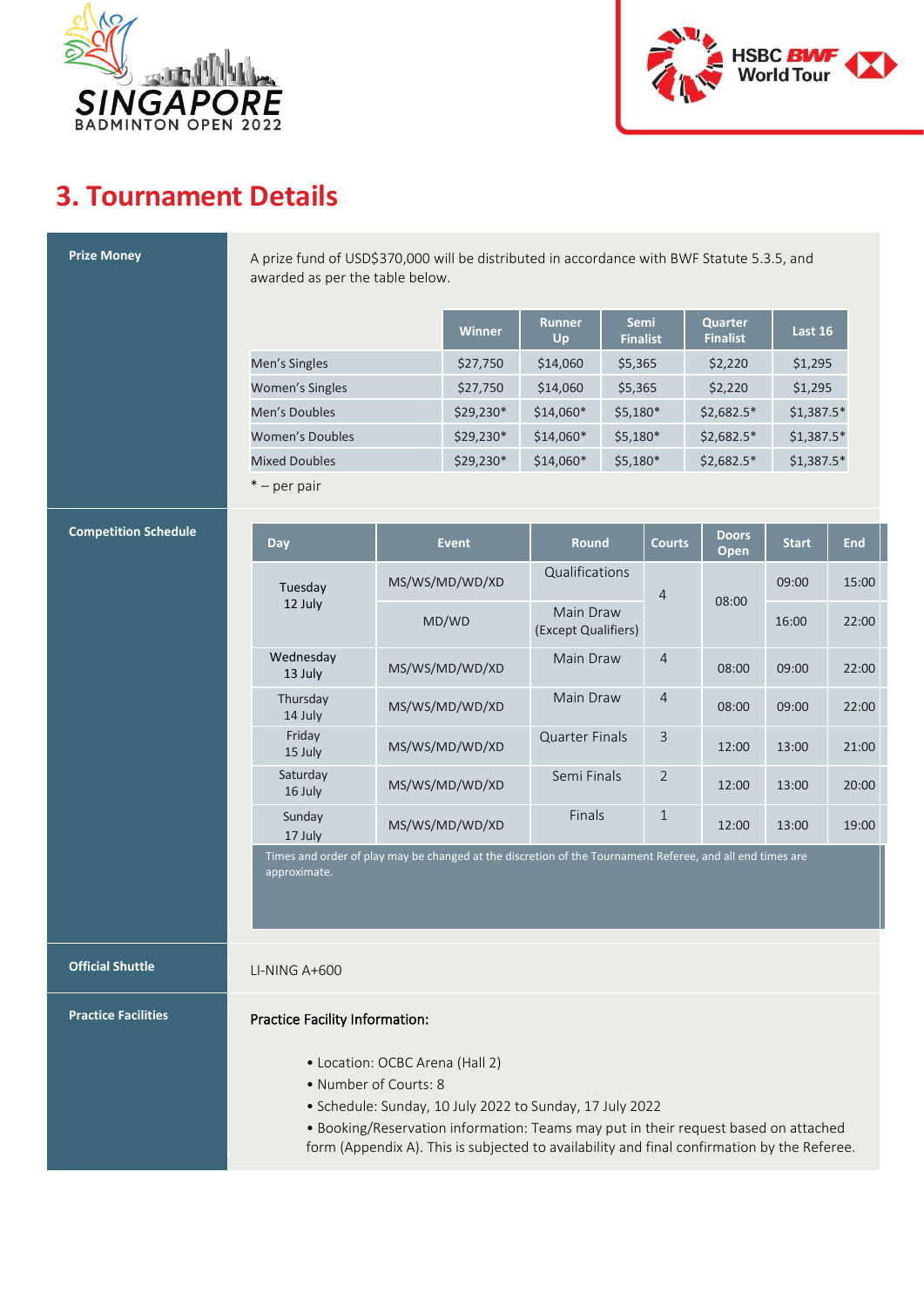## 3. Tournament Details

### Prize Money

A prize fund of USD$370,000 will be distributed in accordance with BWF Statute 5.3.5, and awarded as per the table below.

| | Winner | Runner Up | Semi Finalist | Quarter Finalist | Last 16 |
|---|---|---|---|---|---|
| Men's Singles | $27,750 | $14,060 | $5,365 | $2,220 | $1,295 |
| Women's Singles | $27,750 | $14,060 | $5,365 | $2,220 | $1,295 |
| Men's Doubles | $29,230* | $14,060* | $5,180* | $2,682.5* | $1,387.5* |
| Women's Doubles | $29,230* | $14,060* | $5,180* | $2,682.5* | $1,387.5* |
| Mixed Doubles | $29,230* | $14,060* | $5,180* | $2,682.5* | $1,387.5* |

* – per pair

### Competition Schedule

| Day | Event | Round | Courts | Doors Open | Start | End |
|---|---|---|---|---|---|---|
| Tuesday 12 July | MS/WS/MD/WD/XD | Qualifications | 4 | 08:00 | 09:00 | 15:00 |
| | MD/WD | Main Draw (Except Qualifiers) | | | 16:00 | 22:00 |
| Wednesday 13 July | MS/WS/MD/WD/XD | Main Draw | 4 | 08:00 | 09:00 | 22:00 |
| Thursday 14 July | MS/WS/MD/WD/XD | Main Draw | 4 | 08:00 | 09:00 | 22:00 |
| Friday 15 July | MS/WS/MD/WD/XD | Quarter Finals | 3 | 12:00 | 13:00 | 21:00 |
| Saturday 16 July | MS/WS/MD/WD/XD | Semi Finals | 2 | 12:00 | 13:00 | 20:00 |
| Sunday 17 July | MS/WS/MD/WD/XD | Finals | 1 | 12:00 | 13:00 | 19:00 |

Times and order of play may be changed at the discretion of the Tournament Referee, and all end times are approximate.

### Official Shuttle

LI-NING A+600

### Practice Facilities

**Practice Facility Information:**

- Location: OCBC Arena (Hall 2)
- Number of Courts: 8
- Schedule: Sunday, 10 July 2022 to Sunday, 17 July 2022
- Booking/Reservation information: Teams may put in their request based on attached form (Appendix A). This is subjected to availability and final confirmation by the Referee.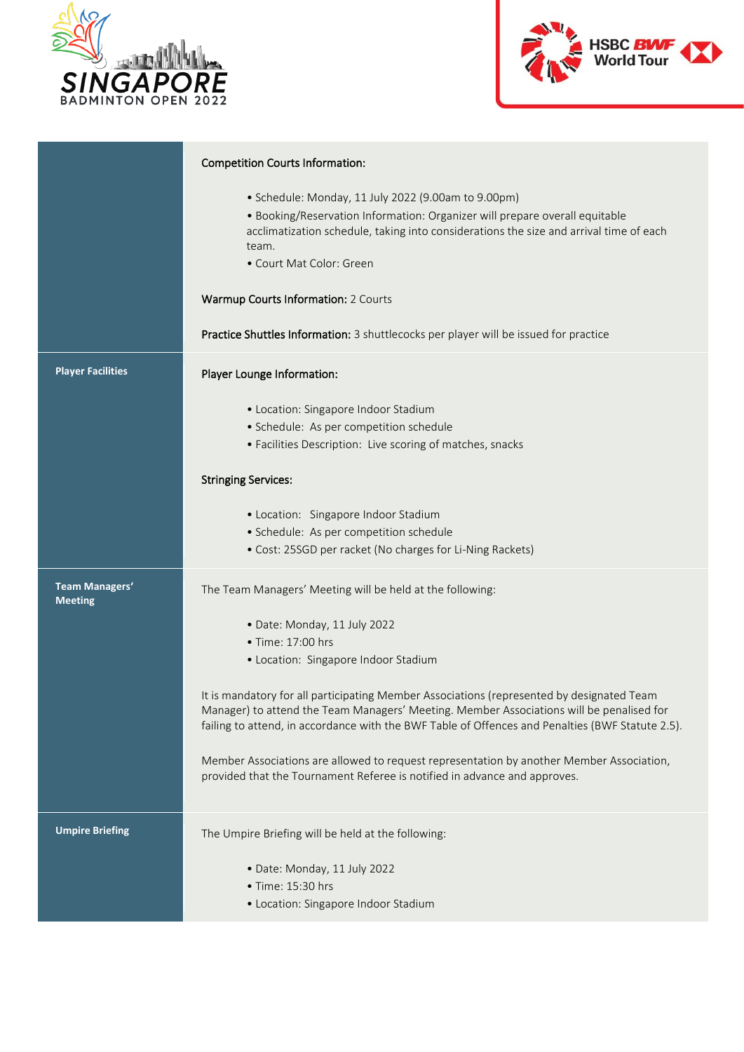| | |
|---|---|
| | **Competition Courts Information:**<br><br>• Schedule: Monday, 11 July 2022 (9.00am to 9.00pm)<br>• Booking/Reservation Information: Organizer will prepare overall equitable acclimatization schedule, taking into considerations the size and arrival time of each team.<br>• Court Mat Color: Green<br><br>**Warmup Courts Information:** 2 Courts<br><br>**Practice Shuttles Information:** 3 shuttlecocks per player will be issued for practice |
| **Player Facilities** | **Player Lounge Information:**<br><br>• Location: Singapore Indoor Stadium<br>• Schedule: As per competition schedule<br>• Facilities Description: Live scoring of matches, snacks<br><br>**Stringing Services:**<br><br>• Location: Singapore Indoor Stadium<br>• Schedule: As per competition schedule<br>• Cost: 25SGD per racket (No charges for Li-Ning Rackets) |
| **Team Managers' Meeting** | The Team Managers' Meeting will be held at the following:<br><br>• Date: Monday, 11 July 2022<br>• Time: 17:00 hrs<br>• Location: Singapore Indoor Stadium<br><br>It is mandatory for all participating Member Associations (represented by designated Team Manager) to attend the Team Managers' Meeting. Member Associations will be penalised for failing to attend, in accordance with the BWF Table of Offences and Penalties (BWF Statute 2.5).<br><br>Member Associations are allowed to request representation by another Member Association, provided that the Tournament Referee is notified in advance and approves. |
| **Umpire Briefing** | The Umpire Briefing will be held at the following:<br><br>• Date: Monday, 11 July 2022<br>• Time: 15:30 hrs<br>• Location: Singapore Indoor Stadium |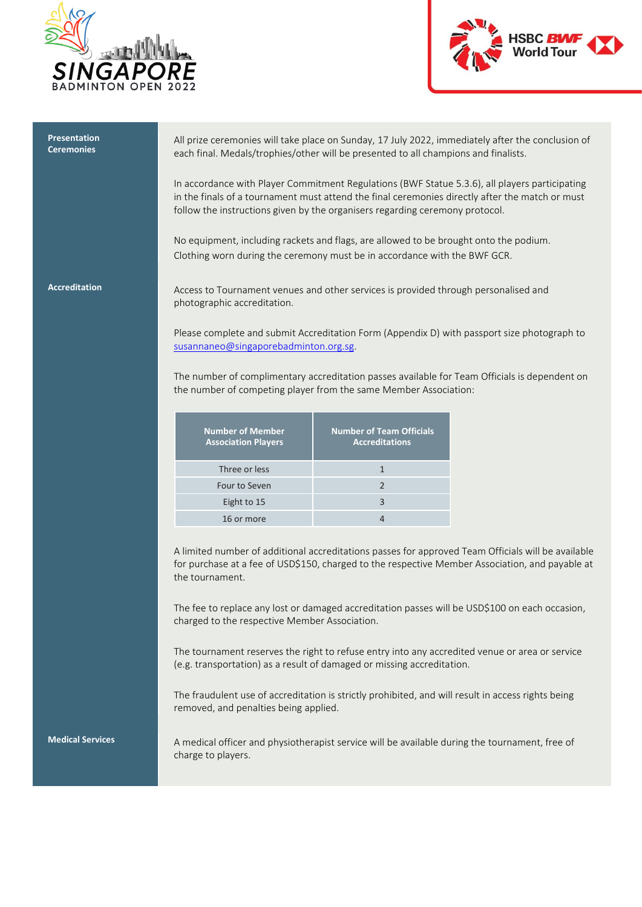## Presentation Ceremonies

All prize ceremonies will take place on Sunday, 17 July 2022, immediately after the conclusion of each final. Medals/trophies/other will be presented to all champions and finalists.

In accordance with Player Commitment Regulations (BWF Statue 5.3.6), all players participating in the finals of a tournament must attend the final ceremonies directly after the match or must follow the instructions given by the organisers regarding ceremony protocol.

No equipment, including rackets and flags, are allowed to be brought onto the podium. Clothing worn during the ceremony must be in accordance with the BWF GCR.

## Accreditation

Access to Tournament venues and other services is provided through personalised and photographic accreditation.

Please complete and submit Accreditation Form (Appendix D) with passport size photograph to susannaneo@singaporebadminton.org.sg.

The number of complimentary accreditation passes available for Team Officials is dependent on the number of competing player from the same Member Association:

| Number of Member Association Players | Number of Team Officials Accreditations |
|---|---|
| Three or less | 1 |
| Four to Seven | 2 |
| Eight to 15 | 3 |
| 16 or more | 4 |

A limited number of additional accreditations passes for approved Team Officials will be available for purchase at a fee of USD$150, charged to the respective Member Association, and payable at the tournament.

The fee to replace any lost or damaged accreditation passes will be USD$100 on each occasion, charged to the respective Member Association.

The tournament reserves the right to refuse entry into any accredited venue or area or service (e.g. transportation) as a result of damaged or missing accreditation.

The fraudulent use of accreditation is strictly prohibited, and will result in access rights being removed, and penalties being applied.

## Medical Services

A medical officer and physiotherapist service will be available during the tournament, free of charge to players.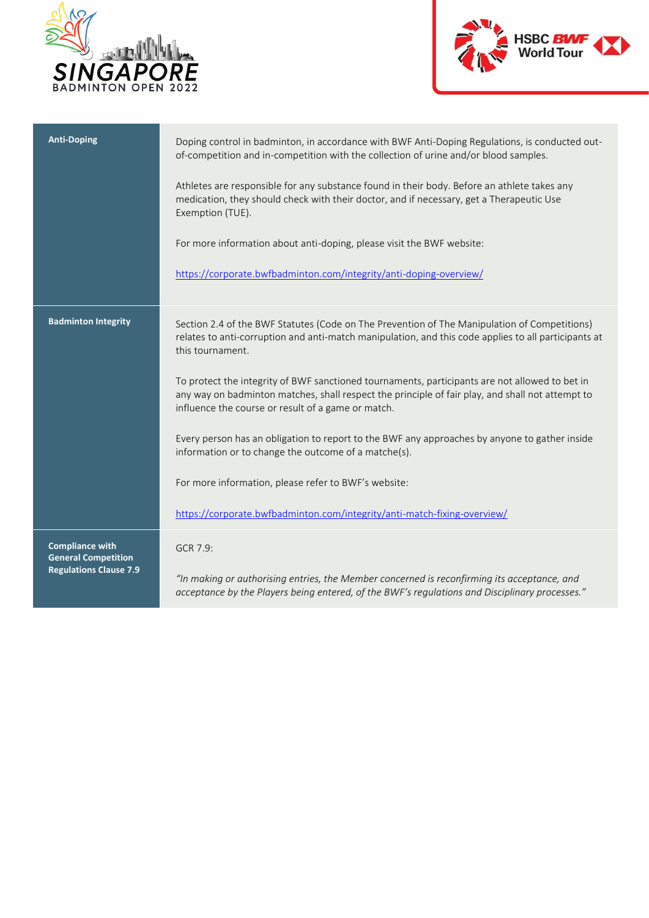| | |
|---|---|
| **Anti-Doping** | Doping control in badminton, in accordance with BWF Anti-Doping Regulations, is conducted out-of-competition and in-competition with the collection of urine and/or blood samples.<br><br>Athletes are responsible for any substance found in their body. Before an athlete takes any medication, they should check with their doctor, and if necessary, get a Therapeutic Use Exemption (TUE).<br><br>For more information about anti-doping, please visit the BWF website:<br><br>https://corporate.bwfbadminton.com/integrity/anti-doping-overview/ |
| **Badminton Integrity** | Section 2.4 of the BWF Statutes (Code on The Prevention of The Manipulation of Competitions) relates to anti-corruption and anti-match manipulation, and this code applies to all participants at this tournament.<br><br>To protect the integrity of BWF sanctioned tournaments, participants are not allowed to bet in any way on badminton matches, shall respect the principle of fair play, and shall not attempt to influence the course or result of a game or match.<br><br>Every person has an obligation to report to the BWF any approaches by anyone to gather inside information or to change the outcome of a matche(s).<br><br>For more information, please refer to BWF's website:<br><br>https://corporate.bwfbadminton.com/integrity/anti-match-fixing-overview/ |
| **Compliance with General Competition Regulations Clause 7.9** | GCR 7.9:<br><br>*"In making or authorising entries, the Member concerned is reconfirming its acceptance, and acceptance by the Players being entered, of the BWF's regulations and Disciplinary processes."* |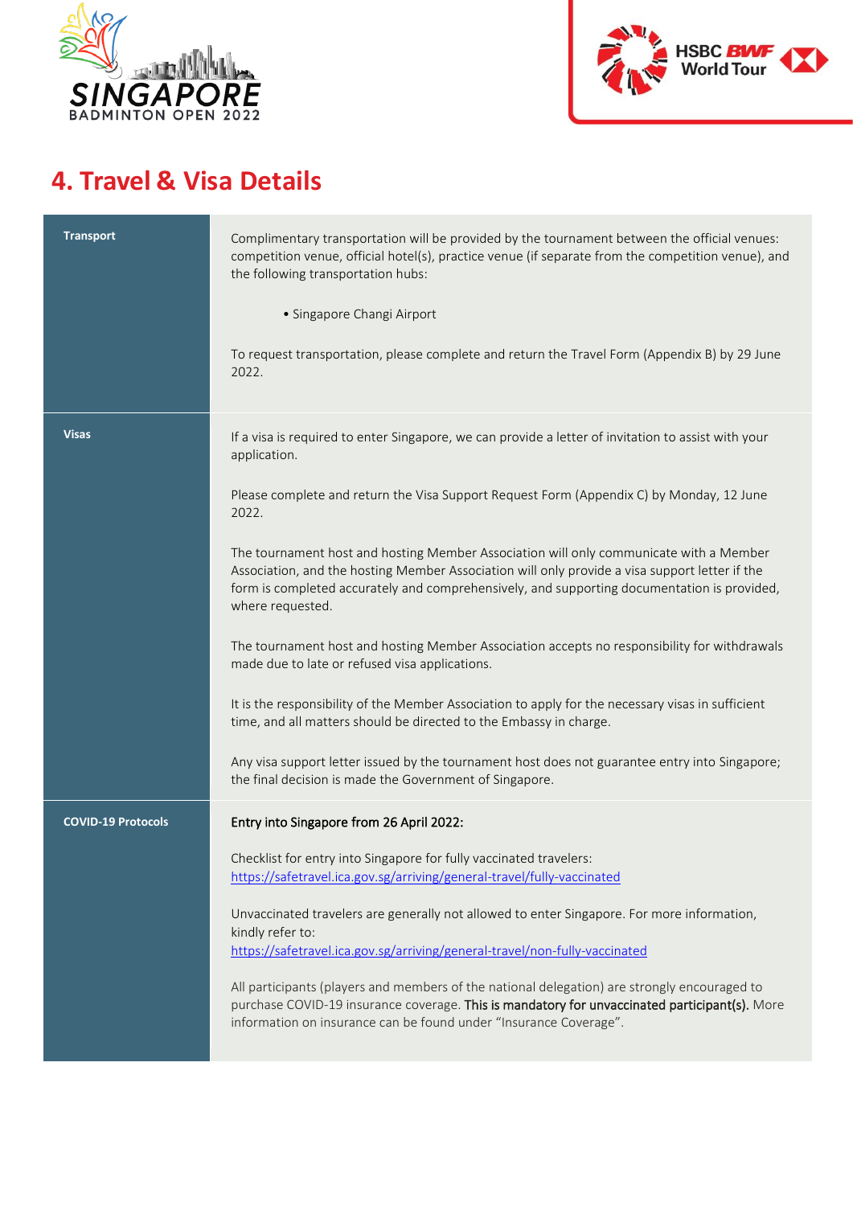# 4. Travel & Visa Details

| | |
|---|---|
| **Transport** | Complimentary transportation will be provided by the tournament between the official venues: competition venue, official hotel(s), practice venue (if separate from the competition venue), and the following transportation hubs:<br><br>• Singapore Changi Airport<br><br>To request transportation, please complete and return the Travel Form (Appendix B) by 29 June 2022. |
| **Visas** | If a visa is required to enter Singapore, we can provide a letter of invitation to assist with your application.<br><br>Please complete and return the Visa Support Request Form (Appendix C) by Monday, 12 June 2022.<br><br>The tournament host and hosting Member Association will only communicate with a Member Association, and the hosting Member Association will only provide a visa support letter if the form is completed accurately and comprehensively, and supporting documentation is provided, where requested.<br><br>The tournament host and hosting Member Association accepts no responsibility for withdrawals made due to late or refused visa applications.<br><br>It is the responsibility of the Member Association to apply for the necessary visas in sufficient time, and all matters should be directed to the Embassy in charge.<br><br>Any visa support letter issued by the tournament host does not guarantee entry into Singapore; the final decision is made the Government of Singapore. |
| **COVID-19 Protocols** | Entry into Singapore from 26 April 2022:<br><br>Checklist for entry into Singapore for fully vaccinated travelers:<br>https://safetravel.ica.gov.sg/arriving/general-travel/fully-vaccinated<br><br>Unvaccinated travelers are generally not allowed to enter Singapore. For more information, kindly refer to:<br>https://safetravel.ica.gov.sg/arriving/general-travel/non-fully-vaccinated<br><br>All participants (players and members of the national delegation) are strongly encouraged to purchase COVID-19 insurance coverage. This is mandatory for unvaccinated participant(s). More information on insurance can be found under "Insurance Coverage". |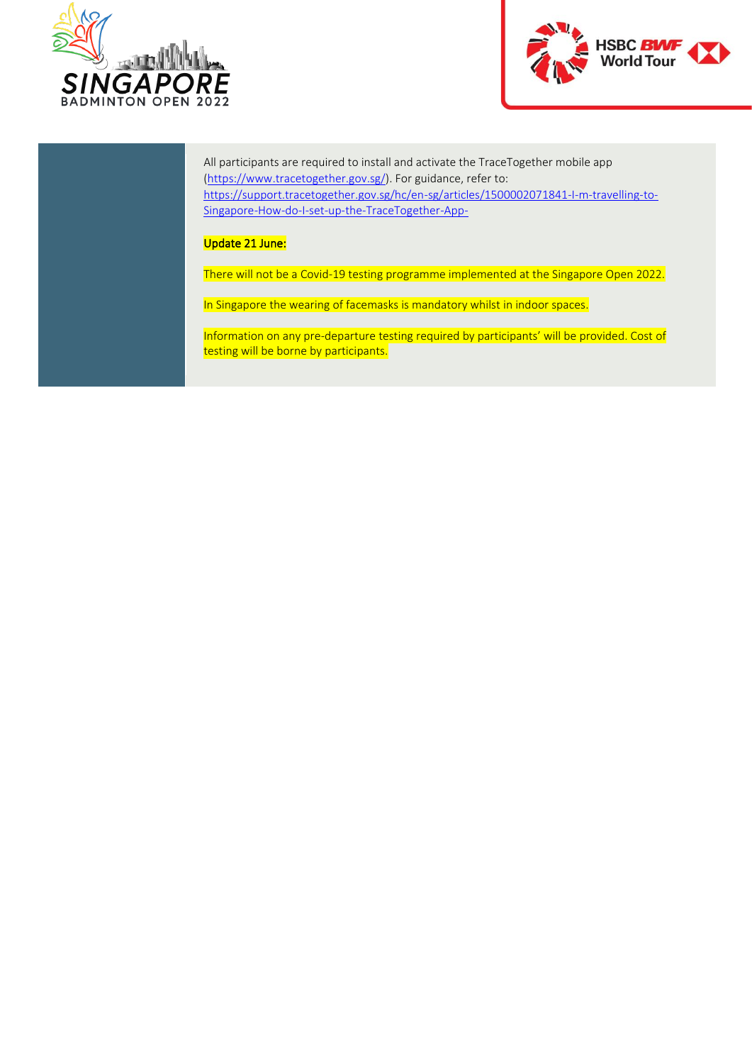All participants are required to install and activate the TraceTogether mobile app (https://www.tracetogether.gov.sg/). For guidance, refer to: https://support.tracetogether.gov.sg/hc/en-sg/articles/1500002071841-I-m-travelling-to-Singapore-How-do-I-set-up-the-TraceTogether-App-

Update 21 June:

There will not be a Covid-19 testing programme implemented at the Singapore Open 2022.

In Singapore the wearing of facemasks is mandatory whilst in indoor spaces.

Information on any pre-departure testing required by participants' will be provided. Cost of testing will be borne by participants.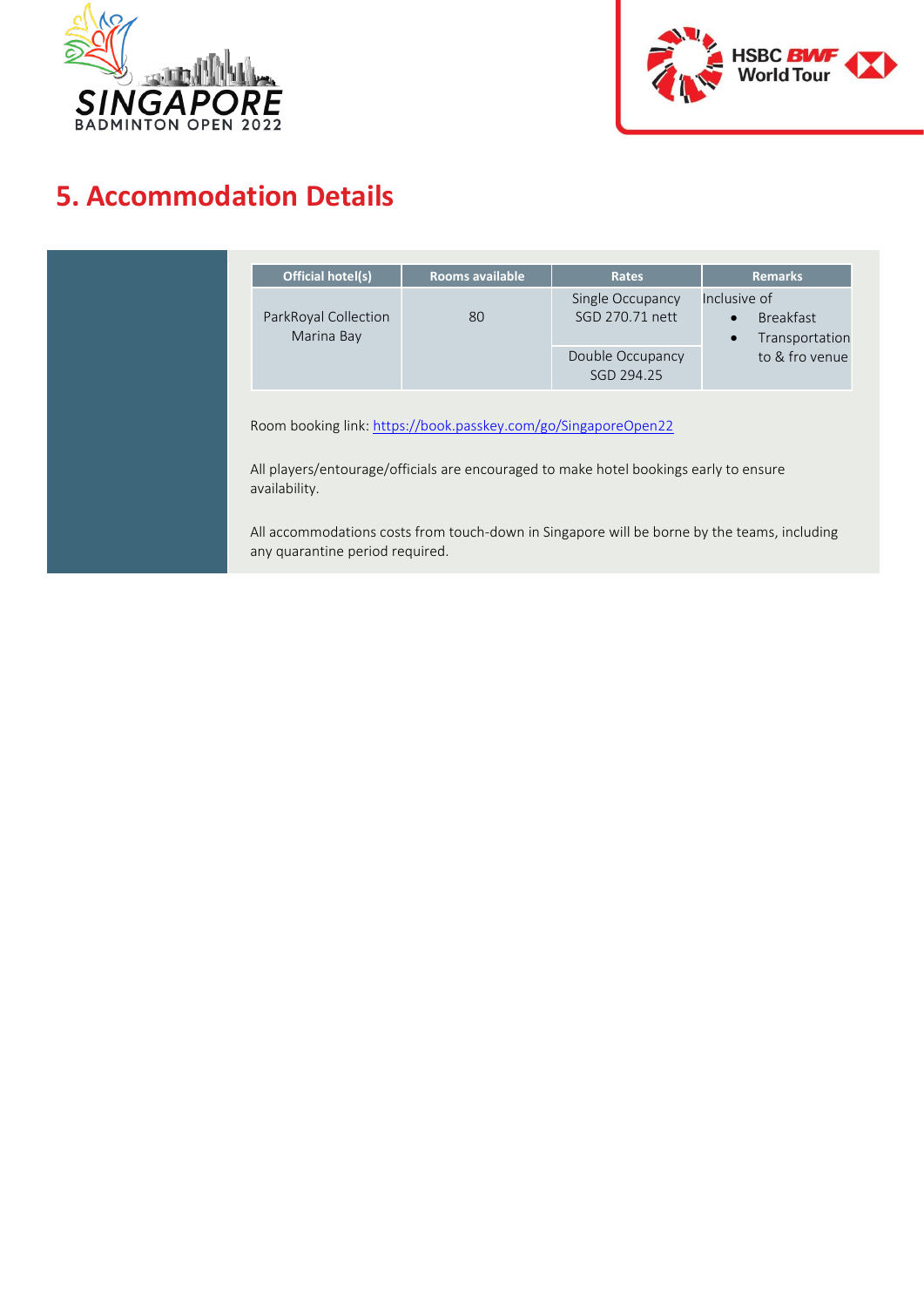## 5. Accommodation Details

| Official hotel(s) | Rooms available | Rates | Remarks |
|---|---|---|---|
| ParkRoyal Collection Marina Bay | 80 | Single Occupancy SGD 270.71 nett | Inclusive of • Breakfast • Transportation to & fro venue |
| | | Double Occupancy SGD 294.25 | |

Room booking link: https://book.passkey.com/go/SingaporeOpen22

All players/entourage/officials are encouraged to make hotel bookings early to ensure availability.

All accommodations costs from touch-down in Singapore will be borne by the teams, including any quarantine period required.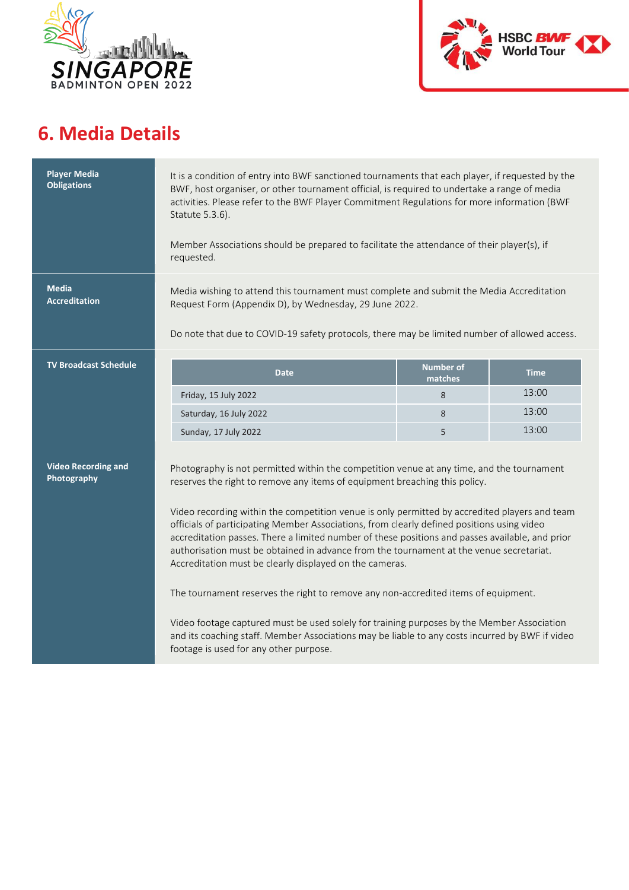# 6. Media Details

## Player Media Obligations

It is a condition of entry into BWF sanctioned tournaments that each player, if requested by the BWF, host organiser, or other tournament official, is required to undertake a range of media activities. Please refer to the BWF Player Commitment Regulations for more information (BWF Statute 5.3.6).

Member Associations should be prepared to facilitate the attendance of their player(s), if requested.

## Media Accreditation

Media wishing to attend this tournament must complete and submit the Media Accreditation Request Form (Appendix D), by Wednesday, 29 June 2022.

Do note that due to COVID-19 safety protocols, there may be limited number of allowed access.

## TV Broadcast Schedule

| Date | Number of matches | Time |
|---|---|---|
| Friday, 15 July 2022 | 8 | 13:00 |
| Saturday, 16 July 2022 | 8 | 13:00 |
| Sunday, 17 July 2022 | 5 | 13:00 |

## Video Recording and Photography

Photography is not permitted within the competition venue at any time, and the tournament reserves the right to remove any items of equipment breaching this policy.

Video recording within the competition venue is only permitted by accredited players and team officials of participating Member Associations, from clearly defined positions using video accreditation passes. There a limited number of these positions and passes available, and prior authorisation must be obtained in advance from the tournament at the venue secretariat. Accreditation must be clearly displayed on the cameras.

The tournament reserves the right to remove any non-accredited items of equipment.

Video footage captured must be used solely for training purposes by the Member Association and its coaching staff. Member Associations may be liable to any costs incurred by BWF if video footage is used for any other purpose.